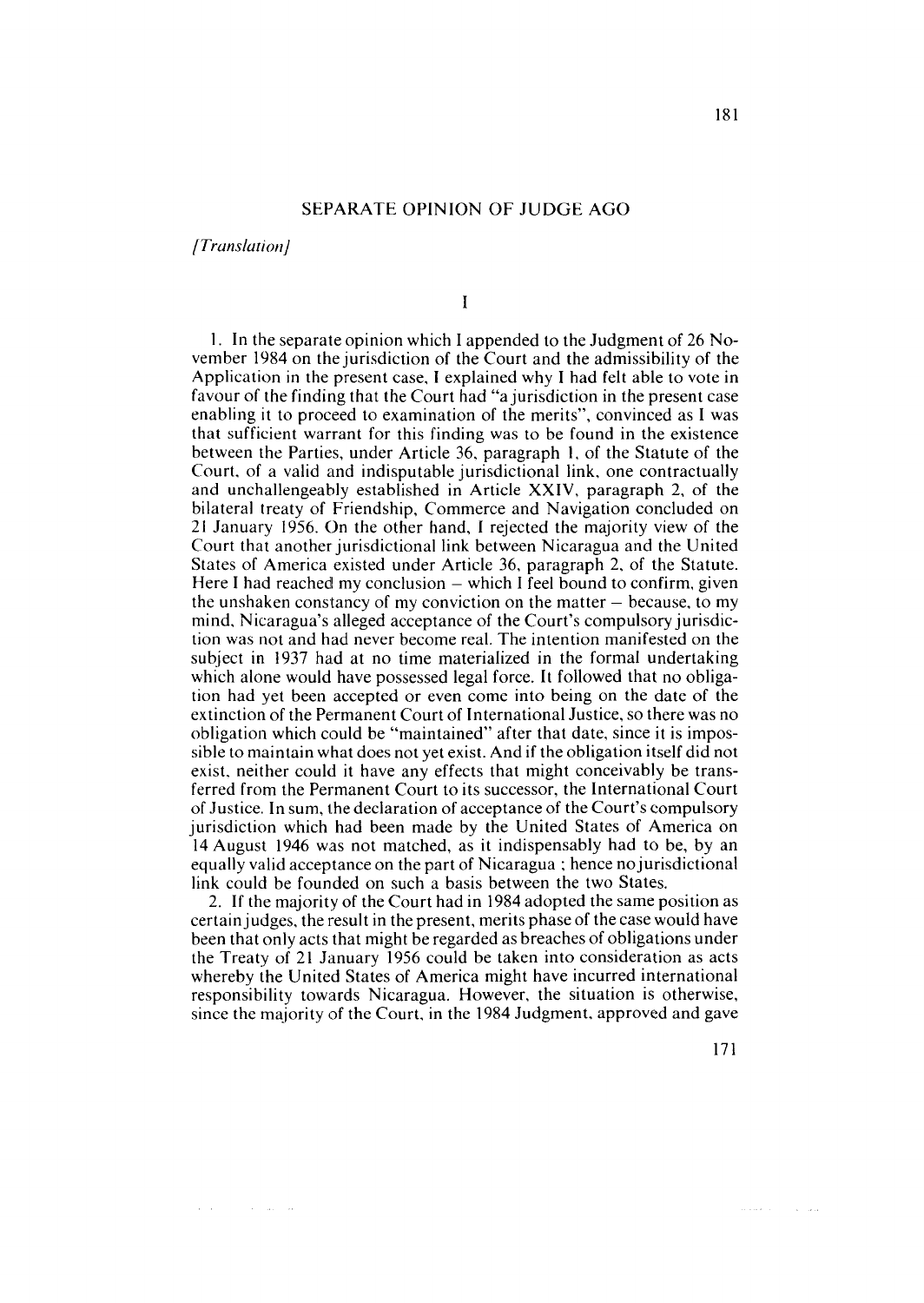# SEPARATE OPINION OF JUDGE AGO

*[Translation]*

## I

1. In the separate opinion which I appended to the Judgment of 26 November 1984 on the jurisdiction of the Court and the admissibility of the Application in the present case, I explained why I had felt able to vote in favour of the finding that the Court had "a jurisdiction in the present case enabling it to proceed to examination of the merits", convinced as I was that sufficient warrant for this finding was to be found in the existence between the Parties, under Article 36, paragraph 1, of the Statute of the Court, of a valid and indisputable jurisdictional link, one contractually and unchallengeably established in Article XXIV, paragraph 2, of the bilateral treaty of Friendship, Commerce and Navigation concluded on 21 January 1956. On the other hand, I rejected the majority view of the Court that another jurisdictional link between Nicaragua and the United States of America existed under Article 36, paragraph 2, of the Statute. Here I had reached my conclusion – which I feel bound to confirm, given the unshaken constancy of my conviction on the matter – because, to my mind, Nicaragua's alleged acceptance of the Court's compulsory jurisdiction was not and had never become real. The intention manifested on the subject in 1937 had at no time materialized in the formal undertaking which alone would have possessed legal force. It followed that no obligation had yet been accepted or even come into being on the date of the extinction of the Permanent Court of International Justice, so there was no obligation which could be "maintained" after that date, since it is impossible to maintain what does not yet exist. And if the obligation itself did not exist, neither could it have any effects that might conceivably be transferred from the Permanent Court to its successor, the International Court of Justice. In sum, the declaration of acceptance of the Court's compulsory jurisdiction which had been made by the United States of America on 14 August 1946 was not matched, as it indispensably had to be, by an equally valid acceptance on the part of Nicaragua ; hence no jurisdictional link could be founded on such a basis between the two States.

2. If the majority of the Court had in 1984 adopted the same position as certain judges, the result in the present, merits phase of the case would have been that only acts that might be regarded as breaches of obligations under the Treaty of 21 January 1956 could be taken into consideration as acts whereby the United States of America might have incurred international responsibility towards Nicaragua. However, the situation is otherwise, since the majority of the Court, in the 1984 Judgment, approved and gave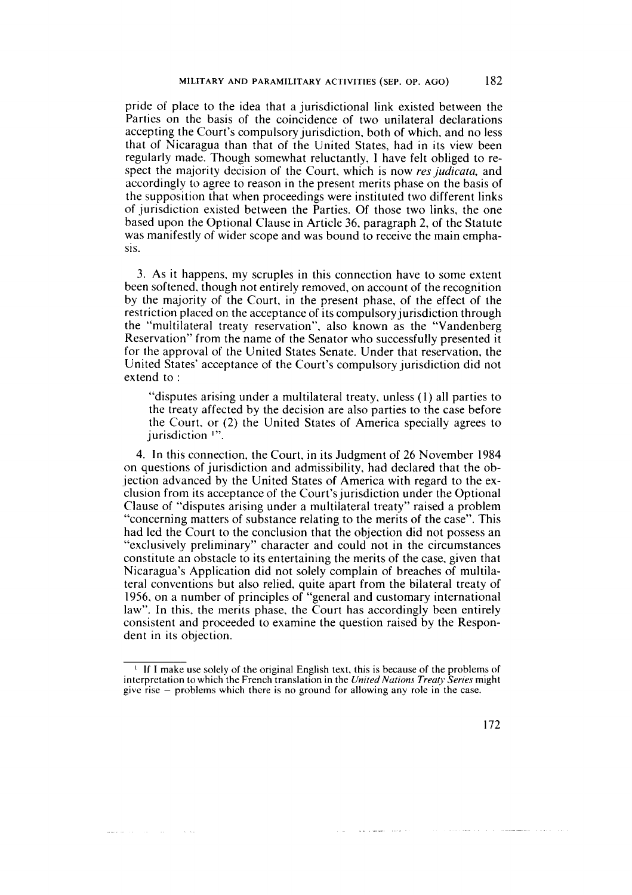pride of place to the idea that a jurisdictional link existed between the Parties on the basis of the coincidence of two unilateral declarations accepting the Court's compulsory jurisdiction, both of which, and no less that of Nicaragua than that of the United States, had in its view been regularly made. Though somewhat reluctantly, I have felt obliged to respect the majority decision of the Court, which is now *res judicata*, and accordingly to agree to reason in the present merits phase on the basis of the supposition that when proceedings were instituted two different links of jurisdiction existed between the Parties. Of those two links, the one based upon the Optional Clause in Article 36, paragraph 2, of the Statute was manifestly of wider scope and was bound to receive the main emphasis.

3. As it happens, my scruples in this connection have to some extent been softened, though not entirely removed, on account of the recognition by the majority of the Court, in the present phase, of the effect of the restriction placed on the acceptance of its compulsory jurisdiction through the "multilateral treaty reservation", also known as the "Vandenberg Reservation" from the name of the Senator who successfully presented it for the approval of the United States Senate. Under that reservation, the United States' acceptance of the Court's compulsory jurisdiction did not extend to :

> "disputes arising under a multilateral treaty, unless (1) all parties to the treaty affected by the decision are also parties to the case before the Court, or (2) the United States of America specially agrees to jurisdiction [1]".

4. In this connection, the Court, in its Judgment of 26 November 1984 on questions of jurisdiction and admissibility, had declared that the objection advanced by the United States of America with regard to the exclusion from its acceptance of the Court's jurisdiction under the Optional Clause of "disputes arising under a multilateral treaty" raised a problem "concerning matters of substance relating to the merits of the case". This had led the Court to the conclusion that the objection did not possess an "exclusively preliminary" character and could not in the circumstances constitute an obstacle to its entertaining the merits of the case, given that Nicaragua's Application did not solely complain of breaches of multilateral conventions but also relied, quite apart from the bilateral treaty of 1956, on a number of principles of "general and customary international law". In this, the merits phase, the Court has accordingly been entirely consistent and proceeded to examine the question raised by the Respondent in its objection.

[1] If I make use solely of the original English text, this is because of the problems of interpretation to which the French translation in the *United Nations Treaty Series* might give rise – problems which there is no ground for allowing any role in the case.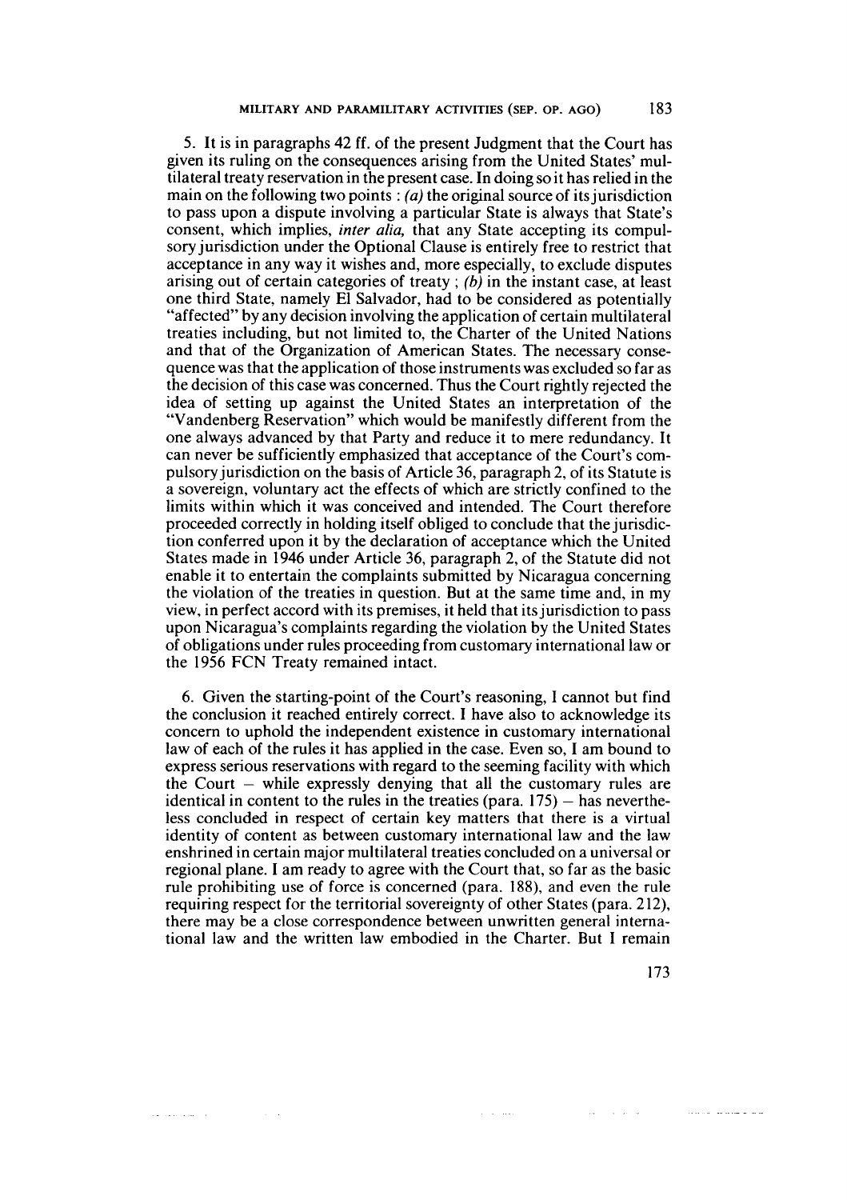5. It is in paragraphs 42 ff. of the present Judgment that the Court has given its ruling on the consequences arising from the United States' multilateral treaty reservation in the present case. In doing so it has relied in the main on the following two points : *(a)* the original source of its jurisdiction to pass upon a dispute involving a particular State is always that State's consent, which implies, *inter alia,* that any State accepting its compulsory jurisdiction under the Optional Clause is entirely free to restrict that acceptance in any way it wishes and, more especially, to exclude disputes arising out of certain categories of treaty ; *(b)* in the instant case, at least one third State, namely El Salvador, had to be considered as potentially "affected" by any decision involving the application of certain multilateral treaties including, but not limited to, the Charter of the United Nations and that of the Organization of American States. The necessary consequence was that the application of those instruments was excluded so far as the decision of this case was concerned. Thus the Court rightly rejected the idea of setting up against the United States an interpretation of the "Vandenberg Reservation" which would be manifestly different from the one always advanced by that Party and reduce it to mere redundancy. It can never be sufficiently emphasized that acceptance of the Court's compulsory jurisdiction on the basis of Article 36, paragraph 2, of its Statute is a sovereign, voluntary act the effects of which are strictly confined to the limits within which it was conceived and intended. The Court therefore proceeded correctly in holding itself obliged to conclude that the jurisdiction conferred upon it by the declaration of acceptance which the United States made in 1946 under Article 36, paragraph 2, of the Statute did not enable it to entertain the complaints submitted by Nicaragua concerning the violation of the treaties in question. But at the same time and, in my view, in perfect accord with its premises, it held that its jurisdiction to pass upon Nicaragua's complaints regarding the violation by the United States of obligations under rules proceeding from customary international law or the 1956 FCN Treaty remained intact.

6. Given the starting-point of the Court's reasoning, I cannot but find the conclusion it reached entirely correct. I have also to acknowledge its concern to uphold the independent existence in customary international law of each of the rules it has applied in the case. Even so, I am bound to express serious reservations with regard to the seeming facility with which the Court – while expressly denying that all the customary rules are identical in content to the rules in the treaties (para. 175) – has nevertheless concluded in respect of certain key matters that there is a virtual identity of content as between customary international law and the law enshrined in certain major multilateral treaties concluded on a universal or regional plane. I am ready to agree with the Court that, so far as the basic rule prohibiting use of force is concerned (para. 188), and even the rule requiring respect for the territorial sovereignty of other States (para. 212), there may be a close correspondence between unwritten general international law and the written law embodied in the Charter. But I remain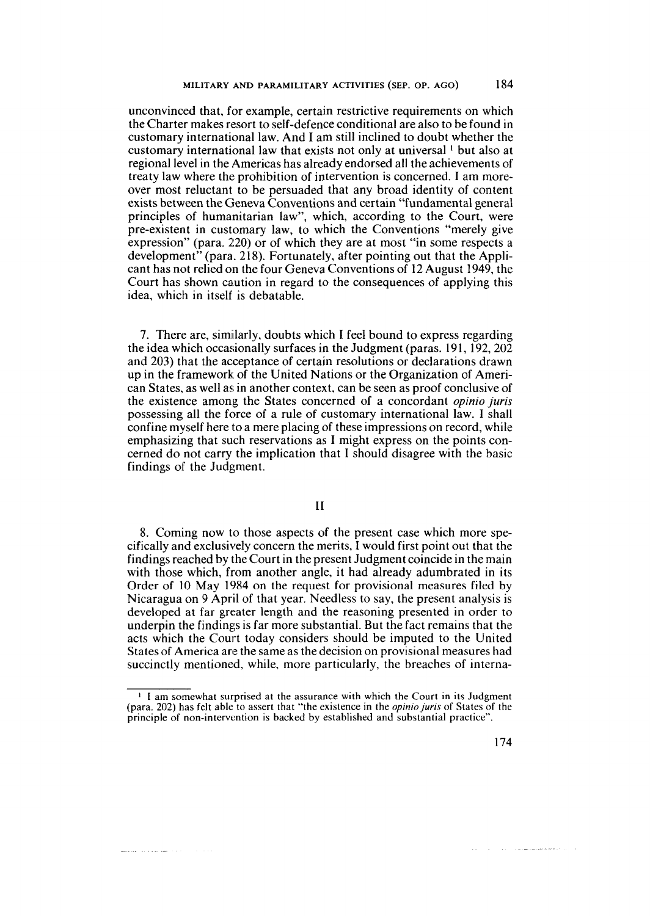unconvinced that, for example, certain restrictive requirements on which the Charter makes resort to self-defence conditional are also to be found in customary international law. And I am still inclined to doubt whether the customary international law that exists not only at universal [1] but also at regional level in the Americas has already endorsed all the achievements of treaty law where the prohibition of intervention is concerned. I am moreover most reluctant to be persuaded that any broad identity of content exists between the Geneva Conventions and certain "fundamental general principles of humanitarian law", which, according to the Court, were pre-existent in customary law, to which the Conventions "merely give expression" (para. 220) or of which they are at most "in some respects a development" (para. 218). Fortunately, after pointing out that the Applicant has not relied on the four Geneva Conventions of 12 August 1949, the Court has shown caution in regard to the consequences of applying this idea, which in itself is debatable.

7. There are, similarly, doubts which I feel bound to express regarding the idea which occasionally surfaces in the Judgment (paras. 191, 192, 202 and 203) that the acceptance of certain resolutions or declarations drawn up in the framework of the United Nations or the Organization of American States, as well as in another context, can be seen as proof conclusive of the existence among the States concerned of a concordant *opinio juris* possessing all the force of a rule of customary international law. I shall confine myself here to a mere placing of these impressions on record, while emphasizing that such reservations as I might express on the points concerned do not carry the implication that I should disagree with the basic findings of the Judgment.

## II

8. Coming now to those aspects of the present case which more specifically and exclusively concern the merits, I would first point out that the findings reached by the Court in the present Judgment coincide in the main with those which, from another angle, it had already adumbrated in its Order of 10 May 1984 on the request for provisional measures filed by Nicaragua on 9 April of that year. Needless to say, the present analysis is developed at far greater length and the reasoning presented in order to underpin the findings is far more substantial. But the fact remains that the acts which the Court today considers should be imputed to the United States of America are the same as the decision on provisional measures had succinctly mentioned, while, more particularly, the breaches of interna-

[1] I am somewhat surprised at the assurance with which the Court in its Judgment (para. 202) has felt able to assert that "the existence in the *opinio juris* of States of the principle of non-intervention is backed by established and substantial practice".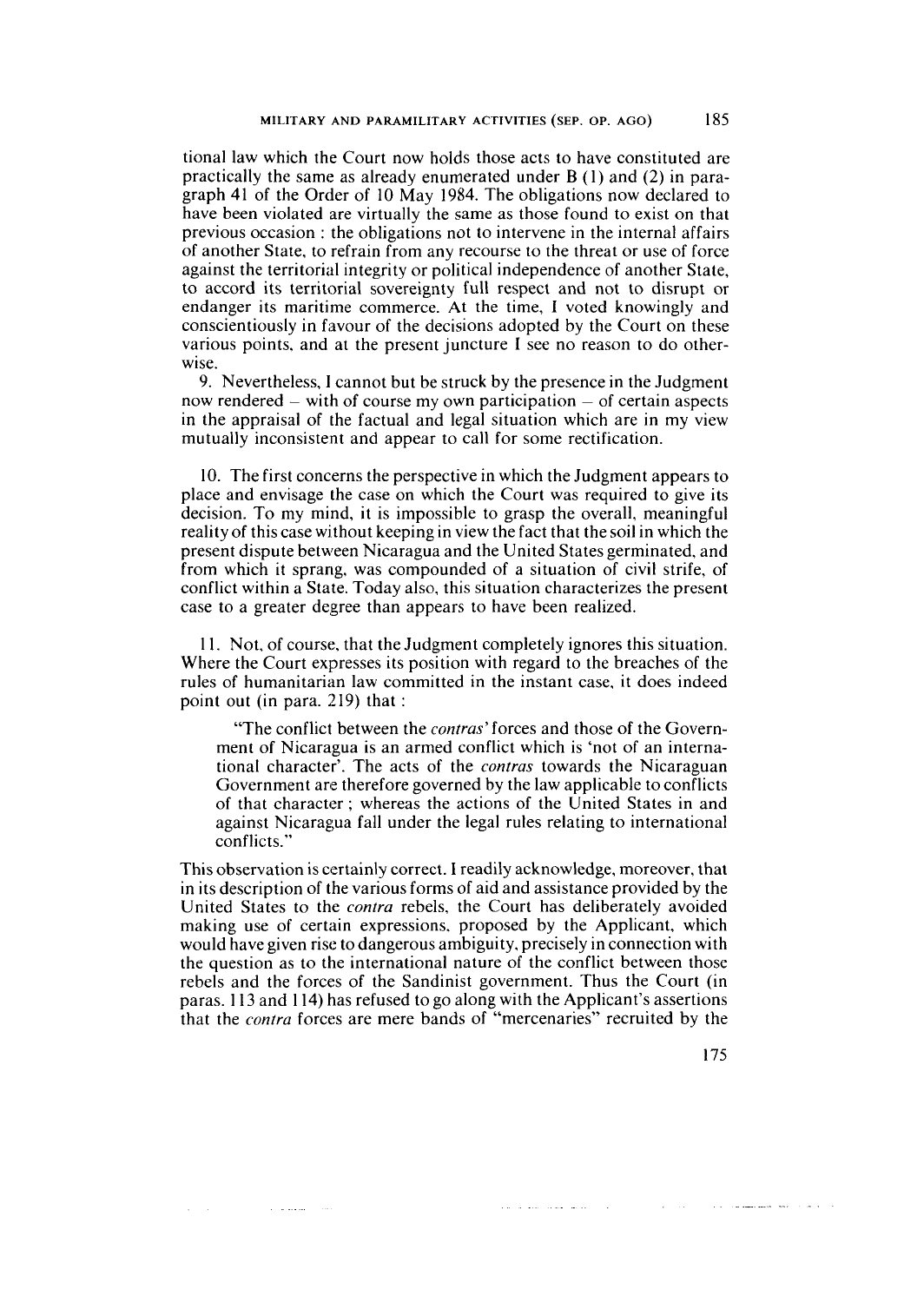tional law which the Court now holds those acts to have constituted are practically the same as already enumerated under B (1) and (2) in paragraph 41 of the Order of 10 May 1984. The obligations now declared to have been violated are virtually the same as those found to exist on that previous occasion : the obligations not to intervene in the internal affairs of another State, to refrain from any recourse to the threat or use of force against the territorial integrity or political independence of another State, to accord its territorial sovereignty full respect and not to disrupt or endanger its maritime commerce. At the time, I voted knowingly and conscientiously in favour of the decisions adopted by the Court on these various points, and at the present juncture I see no reason to do otherwise.

9. Nevertheless, I cannot but be struck by the presence in the Judgment now rendered – with of course my own participation – of certain aspects in the appraisal of the factual and legal situation which are in my view mutually inconsistent and appear to call for some rectification.

10. The first concerns the perspective in which the Judgment appears to place and envisage the case on which the Court was required to give its decision. To my mind, it is impossible to grasp the overall, meaningful reality of this case without keeping in view the fact that the soil in which the present dispute between Nicaragua and the United States germinated, and from which it sprang, was compounded of a situation of civil strife, of conflict within a State. Today also, this situation characterizes the present case to a greater degree than appears to have been realized.

11. Not, of course, that the Judgment completely ignores this situation. Where the Court expresses its position with regard to the breaches of the rules of humanitarian law committed in the instant case, it does indeed point out (in para. 219) that :

> "The conflict between the *contras'* forces and those of the Government of Nicaragua is an armed conflict which is 'not of an international character'. The acts of the *contras* towards the Nicaraguan Government are therefore governed by the law applicable to conflicts of that character ; whereas the actions of the United States in and against Nicaragua fall under the legal rules relating to international conflicts."

This observation is certainly correct. I readily acknowledge, moreover, that in its description of the various forms of aid and assistance provided by the United States to the *contra* rebels, the Court has deliberately avoided making use of certain expressions, proposed by the Applicant, which would have given rise to dangerous ambiguity, precisely in connection with the question as to the international nature of the conflict between those rebels and the forces of the Sandinist government. Thus the Court (in paras. 113 and 114) has refused to go along with the Applicant's assertions that the *contra* forces are mere bands of "mercenaries" recruited by the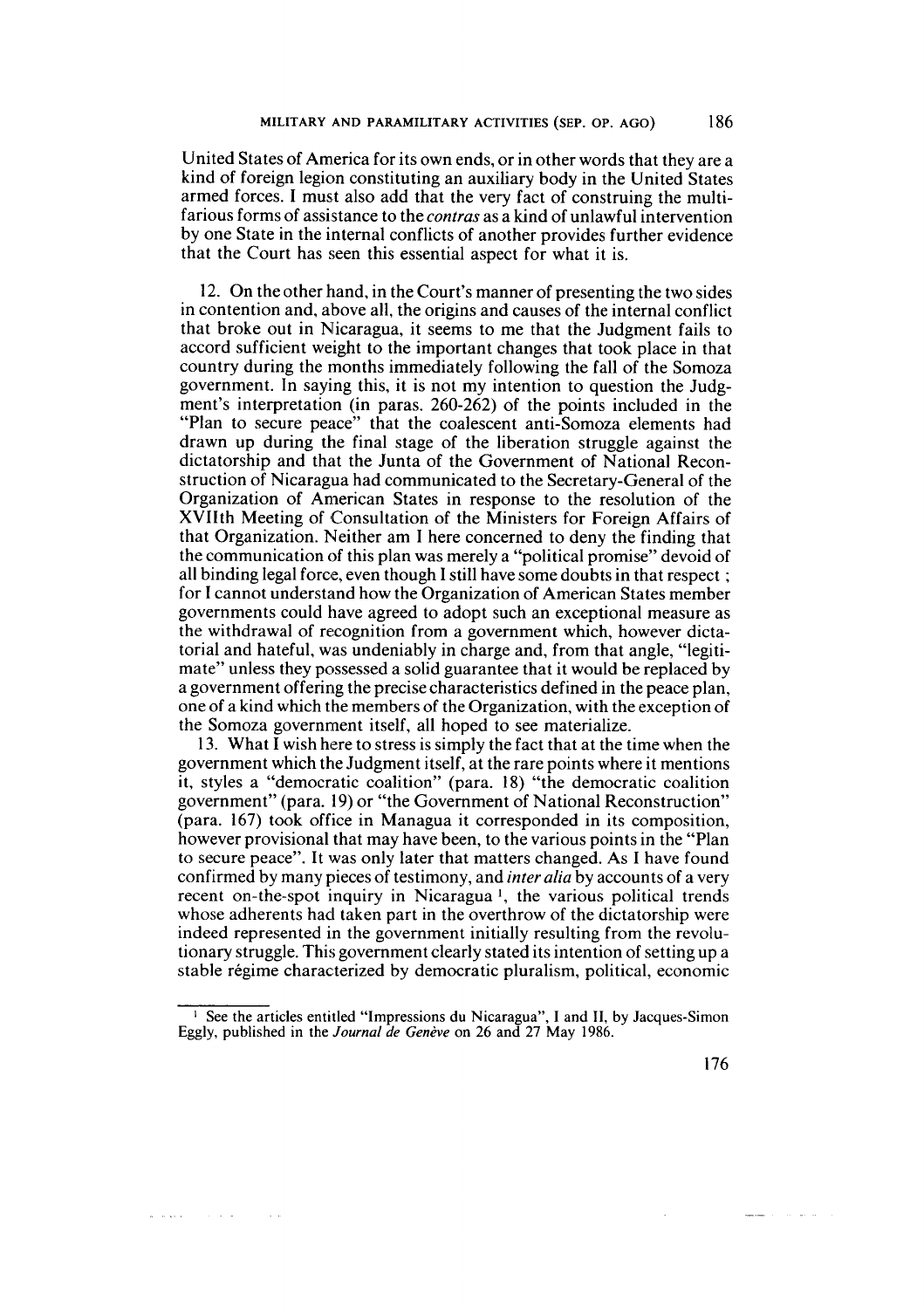United States of America for its own ends, or in other words that they are a kind of foreign legion constituting an auxiliary body in the United States armed forces. I must also add that the very fact of construing the multifarious forms of assistance to the *contras* as a kind of unlawful intervention by one State in the internal conflicts of another provides further evidence that the Court has seen this essential aspect for what it is.

12. On the other hand, in the Court's manner of presenting the two sides in contention and, above all, the origins and causes of the internal conflict that broke out in Nicaragua, it seems to me that the Judgment fails to accord sufficient weight to the important changes that took place in that country during the months immediately following the fall of the Somoza government. In saying this, it is not my intention to question the Judgment's interpretation (in paras. 260-262) of the points included in the "Plan to secure peace" that the coalescent anti-Somoza elements had drawn up during the final stage of the liberation struggle against the dictatorship and that the Junta of the Government of National Reconstruction of Nicaragua had communicated to the Secretary-General of the Organization of American States in response to the resolution of the XVIIth Meeting of Consultation of the Ministers for Foreign Affairs of that Organization. Neither am I here concerned to deny the finding that the communication of this plan was merely a "political promise" devoid of all binding legal force, even though I still have some doubts in that respect; for I cannot understand how the Organization of American States member governments could have agreed to adopt such an exceptional measure as the withdrawal of recognition from a government which, however dictatorial and hateful, was undeniably in charge and, from that angle, "legitimate" unless they possessed a solid guarantee that it would be replaced by a government offering the precise characteristics defined in the peace plan, one of a kind which the members of the Organization, with the exception of the Somoza government itself, all hoped to see materialize.

13. What I wish here to stress is simply the fact that at the time when the government which the Judgment itself, at the rare points where it mentions it, styles a "democratic coalition" (para. 18) "the democratic coalition government" (para. 19) or "the Government of National Reconstruction" (para. 167) took office in Managua it corresponded in its composition, however provisional that may have been, to the various points in the "Plan to secure peace". It was only later that matters changed. As I have found confirmed by many pieces of testimony, and *inter alia* by accounts of a very recent on-the-spot inquiry in Nicaragua [1], the various political trends whose adherents had taken part in the overthrow of the dictatorship were indeed represented in the government initially resulting from the revolutionary struggle. This government clearly stated its intention of setting up a stable régime characterized by democratic pluralism, political, economic

[1] See the articles entitled "Impressions du Nicaragua", I and II, by Jacques-Simon Eggly, published in the *Journal de Genève* on 26 and 27 May 1986.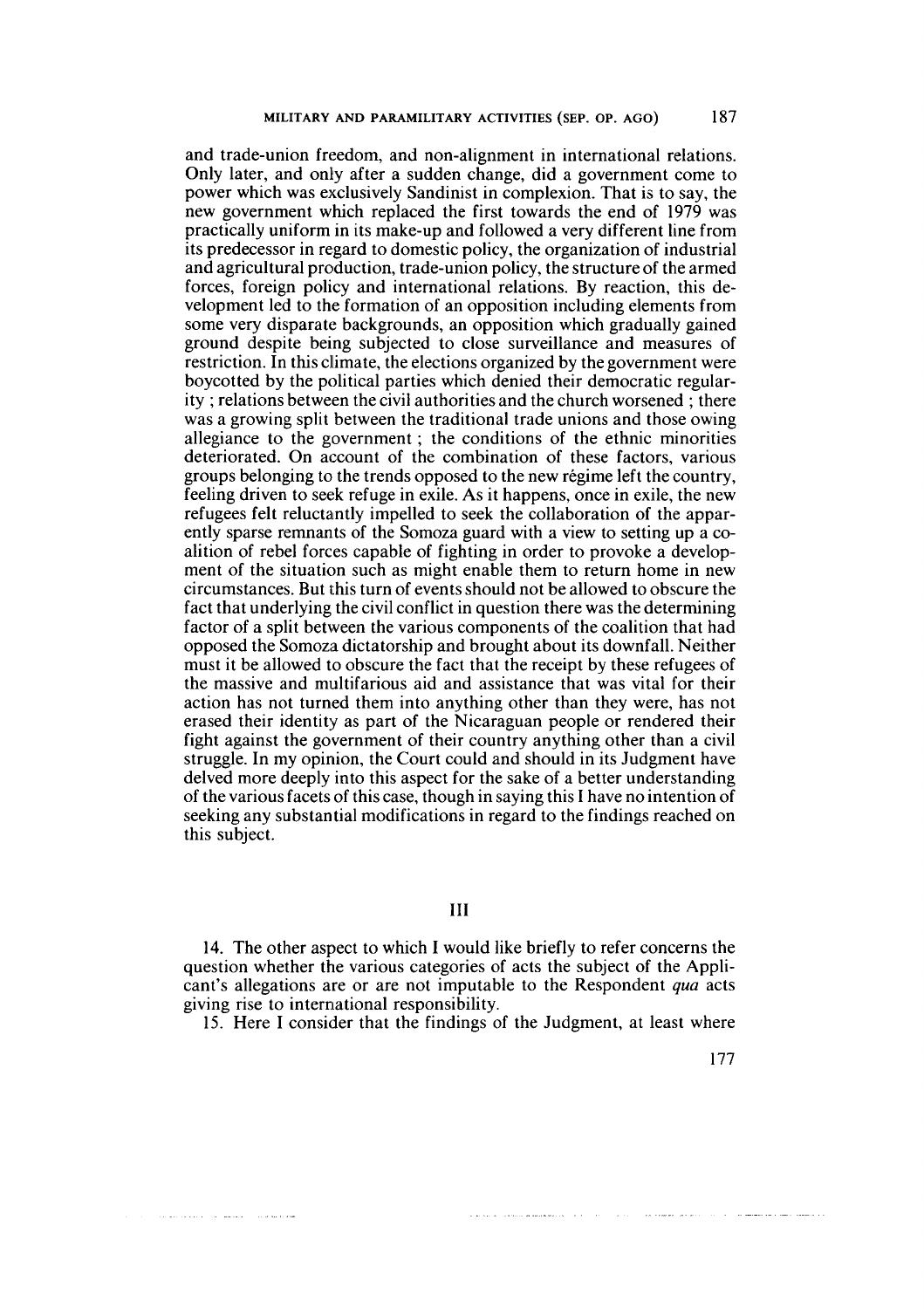and trade-union freedom, and non-alignment in international relations. Only later, and only after a sudden change, did a government come to power which was exclusively Sandinist in complexion. That is to say, the new government which replaced the first towards the end of 1979 was practically uniform in its make-up and followed a very different line from its predecessor in regard to domestic policy, the organization of industrial and agricultural production, trade-union policy, the structure of the armed forces, foreign policy and international relations. By reaction, this development led to the formation of an opposition including elements from some very disparate backgrounds, an opposition which gradually gained ground despite being subjected to close surveillance and measures of restriction. In this climate, the elections organized by the government were boycotted by the political parties which denied their democratic regularity ; relations between the civil authorities and the church worsened ; there was a growing split between the traditional trade unions and those owing allegiance to the government ; the conditions of the ethnic minorities deteriorated. On account of the combination of these factors, various groups belonging to the trends opposed to the new régime left the country, feeling driven to seek refuge in exile. As it happens, once in exile, the new refugees felt reluctantly impelled to seek the collaboration of the apparently sparse remnants of the Somoza guard with a view to setting up a coalition of rebel forces capable of fighting in order to provoke a development of the situation such as might enable them to return home in new circumstances. But this turn of events should not be allowed to obscure the fact that underlying the civil conflict in question there was the determining factor of a split between the various components of the coalition that had opposed the Somoza dictatorship and brought about its downfall. Neither must it be allowed to obscure the fact that the receipt by these refugees of the massive and multifarious aid and assistance that was vital for their action has not turned them into anything other than they were, has not erased their identity as part of the Nicaraguan people or rendered their fight against the government of their country anything other than a civil struggle. In my opinion, the Court could and should in its Judgment have delved more deeply into this aspect for the sake of a better understanding of the various facets of this case, though in saying this I have no intention of seeking any substantial modifications in regard to the findings reached on this subject.

## III

14. The other aspect to which I would like briefly to refer concerns the question whether the various categories of acts the subject of the Applicant's allegations are or are not imputable to the Respondent *qua* acts giving rise to international responsibility.

15. Here I consider that the findings of the Judgment, at least where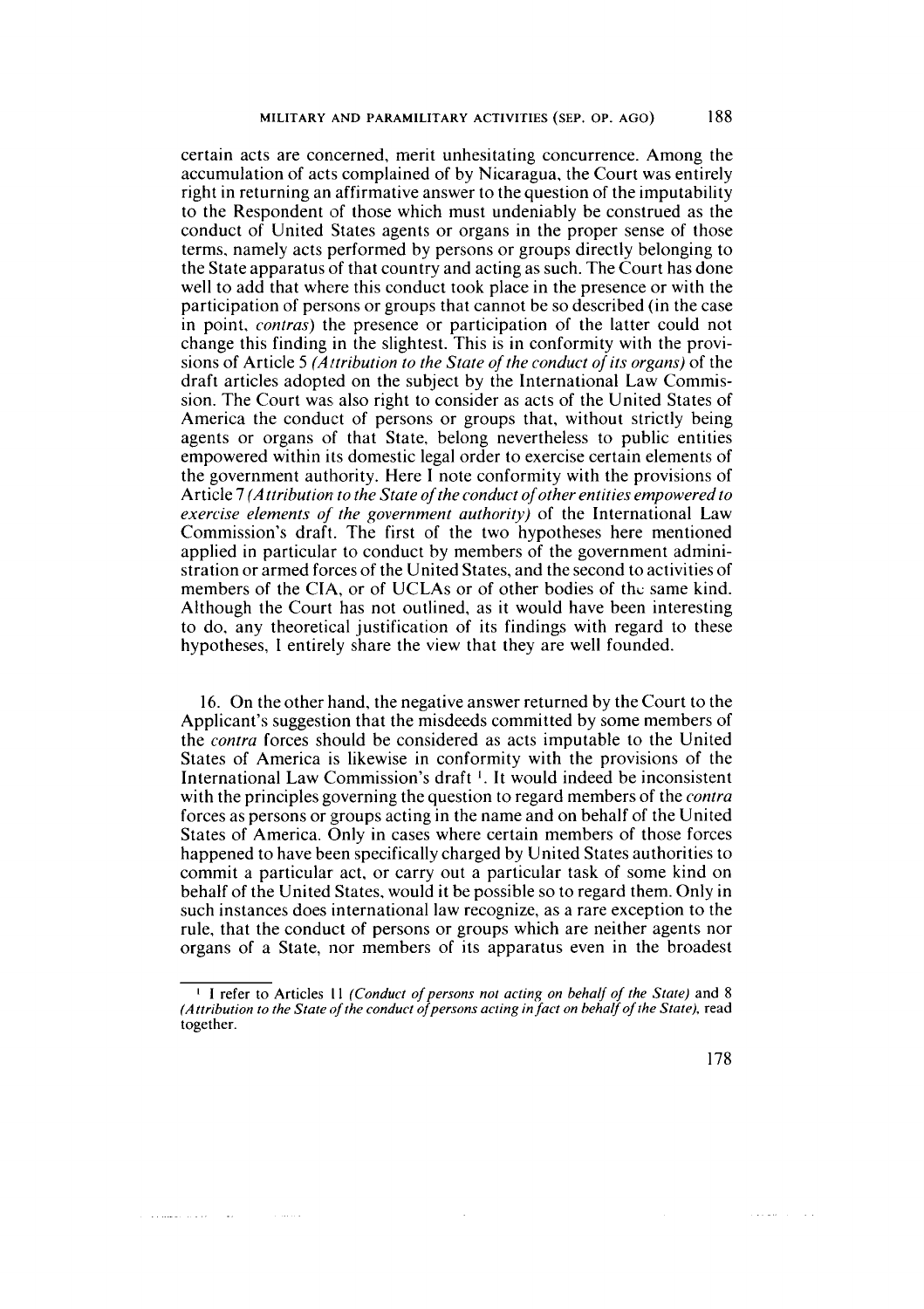certain acts are concerned, merit unhesitating concurrence. Among the accumulation of acts complained of by Nicaragua, the Court was entirely right in returning an affirmative answer to the question of the imputability to the Respondent of those which must undeniably be construed as the conduct of United States agents or organs in the proper sense of those terms, namely acts performed by persons or groups directly belonging to the State apparatus of that country and acting as such. The Court has done well to add that where this conduct took place in the presence or with the participation of persons or groups that cannot be so described (in the case in point, *contras*) the presence or participation of the latter could not change this finding in the slightest. This is in conformity with the provisions of Article 5 *(Attribution to the State of the conduct of its organs)* of the draft articles adopted on the subject by the International Law Commission. The Court was also right to consider as acts of the United States of America the conduct of persons or groups that, without strictly being agents or organs of that State, belong nevertheless to public entities empowered within its domestic legal order to exercise certain elements of the government authority. Here I note conformity with the provisions of Article 7 *(Attribution to the State of the conduct of other entities empowered to exercise elements of the government authority)* of the International Law Commission's draft. The first of the two hypotheses here mentioned applied in particular to conduct by members of the government administration or armed forces of the United States, and the second to activities of members of the CIA, or of UCLAs or of other bodies of the same kind. Although the Court has not outlined, as it would have been interesting to do, any theoretical justification of its findings with regard to these hypotheses, I entirely share the view that they are well founded.

16. On the other hand, the negative answer returned by the Court to the Applicant's suggestion that the misdeeds committed by some members of the *contra* forces should be considered as acts imputable to the United States of America is likewise in conformity with the provisions of the International Law Commission's draft [1]. It would indeed be inconsistent with the principles governing the question to regard members of the *contra* forces as persons or groups acting in the name and on behalf of the United States of America. Only in cases where certain members of those forces happened to have been specifically charged by United States authorities to commit a particular act, or carry out a particular task of some kind on behalf of the United States, would it be possible so to regard them. Only in such instances does international law recognize, as a rare exception to the rule, that the conduct of persons or groups which are neither agents nor organs of a State, nor members of its apparatus even in the broadest

[1] I refer to Articles 11 *(Conduct of persons not acting on behalf of the State)* and 8 *(Attribution to the State of the conduct of persons acting in fact on behalf of the State)*, read together.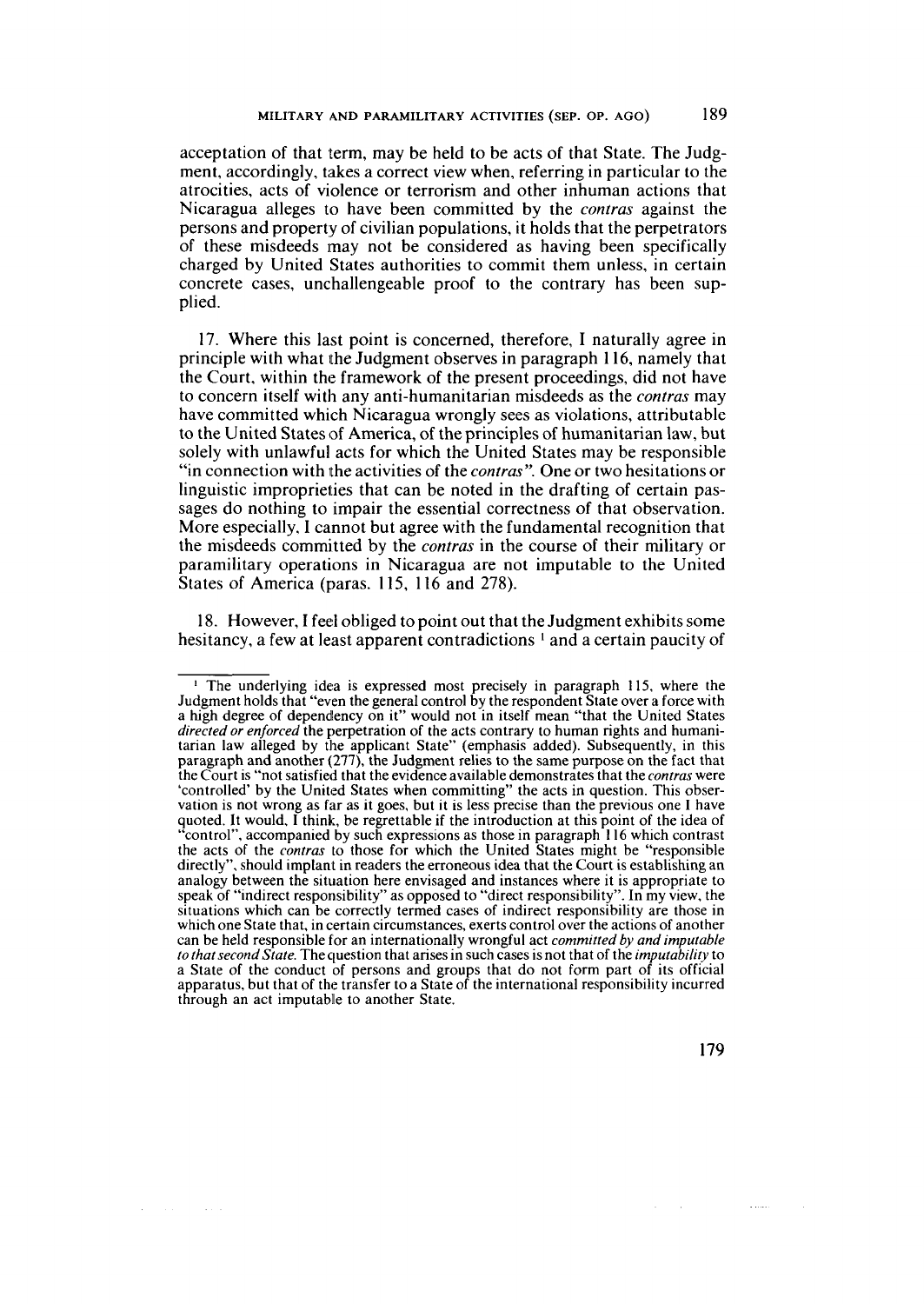acceptation of that term, may be held to be acts of that State. The Judgment, accordingly, takes a correct view when, referring in particular to the atrocities, acts of violence or terrorism and other inhuman actions that Nicaragua alleges to have been committed by the *contras* against the persons and property of civilian populations, it holds that the perpetrators of these misdeeds may not be considered as having been specifically charged by United States authorities to commit them unless, in certain concrete cases, unchallengeable proof to the contrary has been supplied.

17. Where this last point is concerned, therefore, I naturally agree in principle with what the Judgment observes in paragraph 116, namely that the Court, within the framework of the present proceedings, did not have to concern itself with any anti-humanitarian misdeeds as the *contras* may have committed which Nicaragua wrongly sees as violations, attributable to the United States of America, of the principles of humanitarian law, but solely with unlawful acts for which the United States may be responsible "in connection with the activities of the *contras*". One or two hesitations or linguistic improprieties that can be noted in the drafting of certain passages do nothing to impair the essential correctness of that observation. More especially, I cannot but agree with the fundamental recognition that the misdeeds committed by the *contras* in the course of their military or paramilitary operations in Nicaragua are not imputable to the United States of America (paras. 115, 116 and 278).

18. However, I feel obliged to point out that the Judgment exhibits some hesitancy, a few at least apparent contradictions [1] and a certain paucity of

---

[1] The underlying idea is expressed most precisely in paragraph 115, where the Judgment holds that "even the general control by the respondent State over a force with a high degree of dependency on it" would not in itself mean "that the United States *directed or enforced* the perpetration of the acts contrary to human rights and humanitarian law alleged by the applicant State" (emphasis added). Subsequently, in this paragraph and another (277), the Judgment relies to the same purpose on the fact that the Court is "not satisfied that the evidence available demonstrates that the *contras* were 'controlled' by the United States when committing" the acts in question. This observation is not wrong as far as it goes, but it is less precise than the previous one I have quoted. It would, I think, be regrettable if the introduction at this point of the idea of "control", accompanied by such expressions as those in paragraph 116 which contrast the acts of the *contras* to those for which the United States might be "responsible directly", should implant in readers the erroneous idea that the Court is establishing an analogy between the situation here envisaged and instances where it is appropriate to speak of "indirect responsibility" as opposed to "direct responsibility". In my view, the situations which can be correctly termed cases of indirect responsibility are those in which one State that, in certain circumstances, exerts control over the actions of another can be held responsible for an internationally wrongful act *committed by and imputable to that second State*. The question that arises in such cases is not that of the *imputability* to a State of the conduct of persons and groups that do not form part of its official apparatus, but that of the transfer to a State of the international responsibility incurred through an act imputable to another State.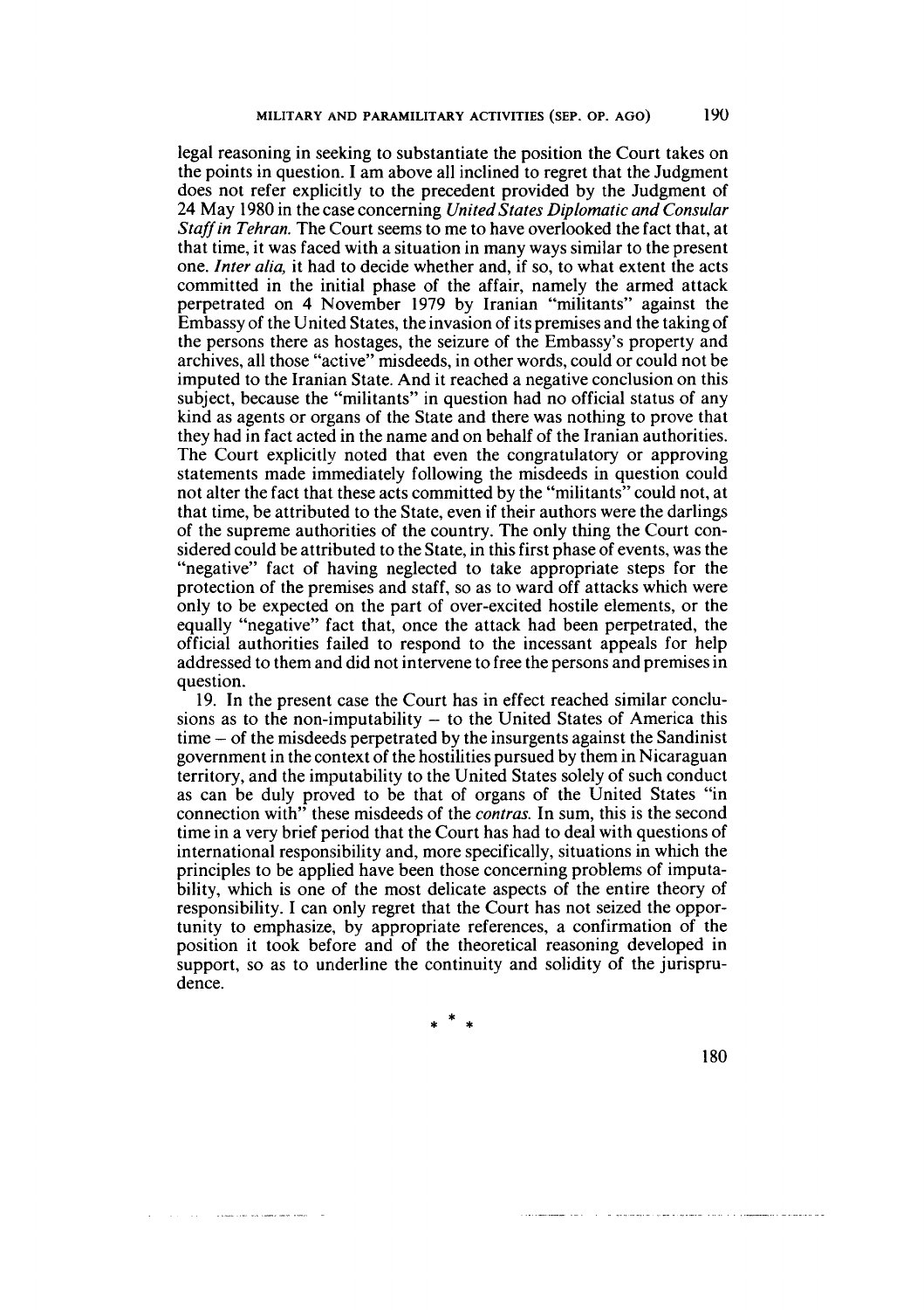legal reasoning in seeking to substantiate the position the Court takes on the points in question. I am above all inclined to regret that the Judgment does not refer explicitly to the precedent provided by the Judgment of 24 May 1980 in the case concerning *United States Diplomatic and Consular Staff in Tehran.* The Court seems to me to have overlooked the fact that, at that time, it was faced with a situation in many ways similar to the present one. *Inter alia,* it had to decide whether and, if so, to what extent the acts committed in the initial phase of the affair, namely the armed attack perpetrated on 4 November 1979 by Iranian "militants" against the Embassy of the United States, the invasion of its premises and the taking of the persons there as hostages, the seizure of the Embassy's property and archives, all those "active" misdeeds, in other words, could or could not be imputed to the Iranian State. And it reached a negative conclusion on this subject, because the "militants" in question had no official status of any kind as agents or organs of the State and there was nothing to prove that they had in fact acted in the name and on behalf of the Iranian authorities. The Court explicitly noted that even the congratulatory or approving statements made immediately following the misdeeds in question could not alter the fact that these acts committed by the "militants" could not, at that time, be attributed to the State, even if their authors were the darlings of the supreme authorities of the country. The only thing the Court considered could be attributed to the State, in this first phase of events, was the "negative" fact of having neglected to take appropriate steps for the protection of the premises and staff, so as to ward off attacks which were only to be expected on the part of over-excited hostile elements, or the equally "negative" fact that, once the attack had been perpetrated, the official authorities failed to respond to the incessant appeals for help addressed to them and did not intervene to free the persons and premises in question.

19. In the present case the Court has in effect reached similar conclusions as to the non-imputability – to the United States of America this time – of the misdeeds perpetrated by the insurgents against the Sandinist government in the context of the hostilities pursued by them in Nicaraguan territory, and the imputability to the United States solely of such conduct as can be duly proved to be that of organs of the United States "in connection with" these misdeeds of the *contras.* In sum, this is the second time in a very brief period that the Court has had to deal with questions of international responsibility and, more specifically, situations in which the principles to be applied have been those concerning problems of imputability, which is one of the most delicate aspects of the entire theory of responsibility. I can only regret that the Court has not seized the opportunity to emphasize, by appropriate references, a confirmation of the position it took before and of the theoretical reasoning developed in support, so as to underline the continuity and solidity of the jurisprudence.

\* \* \*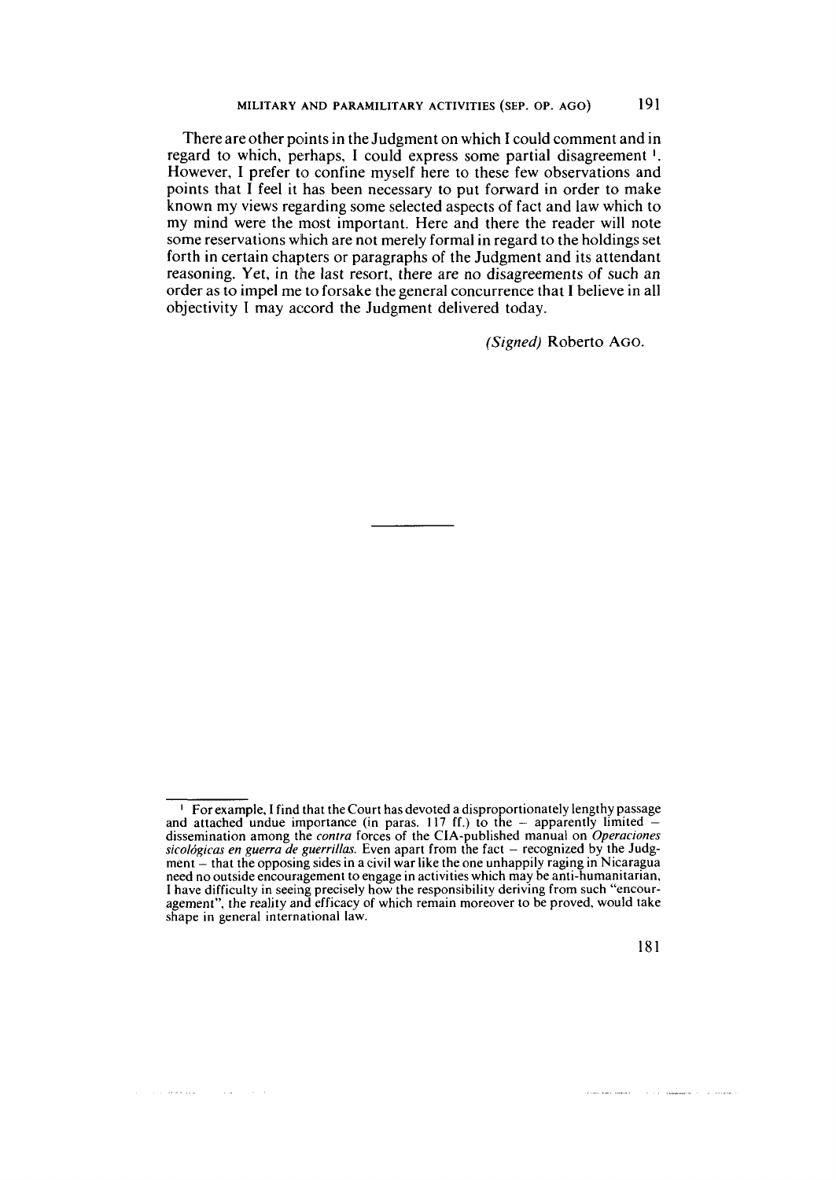There are other points in the Judgment on which I could comment and in regard to which, perhaps, I could express some partial disagreement [1]. However, I prefer to confine myself here to these few observations and points that I feel it has been necessary to put forward in order to make known my views regarding some selected aspects of fact and law which to my mind were the most important. Here and there the reader will note some reservations which are not merely formal in regard to the holdings set forth in certain chapters or paragraphs of the Judgment and its attendant reasoning. Yet, in the last resort, there are no disagreements of such an order as to impel me to forsake the general concurrence that I believe in all objectivity I may accord the Judgment delivered today.

*(Signed)* Roberto AGO.

---

[1] For example, I find that the Court has devoted a disproportionately lengthy passage and attached undue importance (in paras. 117 ff.) to the – apparently limited – dissemination among the *contra* forces of the CIA-published manual on *Operaciones sicológicas en guerra de guerrillas*. Even apart from the fact – recognized by the Judgment – that the opposing sides in a civil war like the one unhappily raging in Nicaragua need no outside encouragement to engage in activities which may be anti-humanitarian, I have difficulty in seeing precisely how the responsibility deriving from such "encouragement", the reality and efficacy of which remain moreover to be proved, would take shape in general international law.